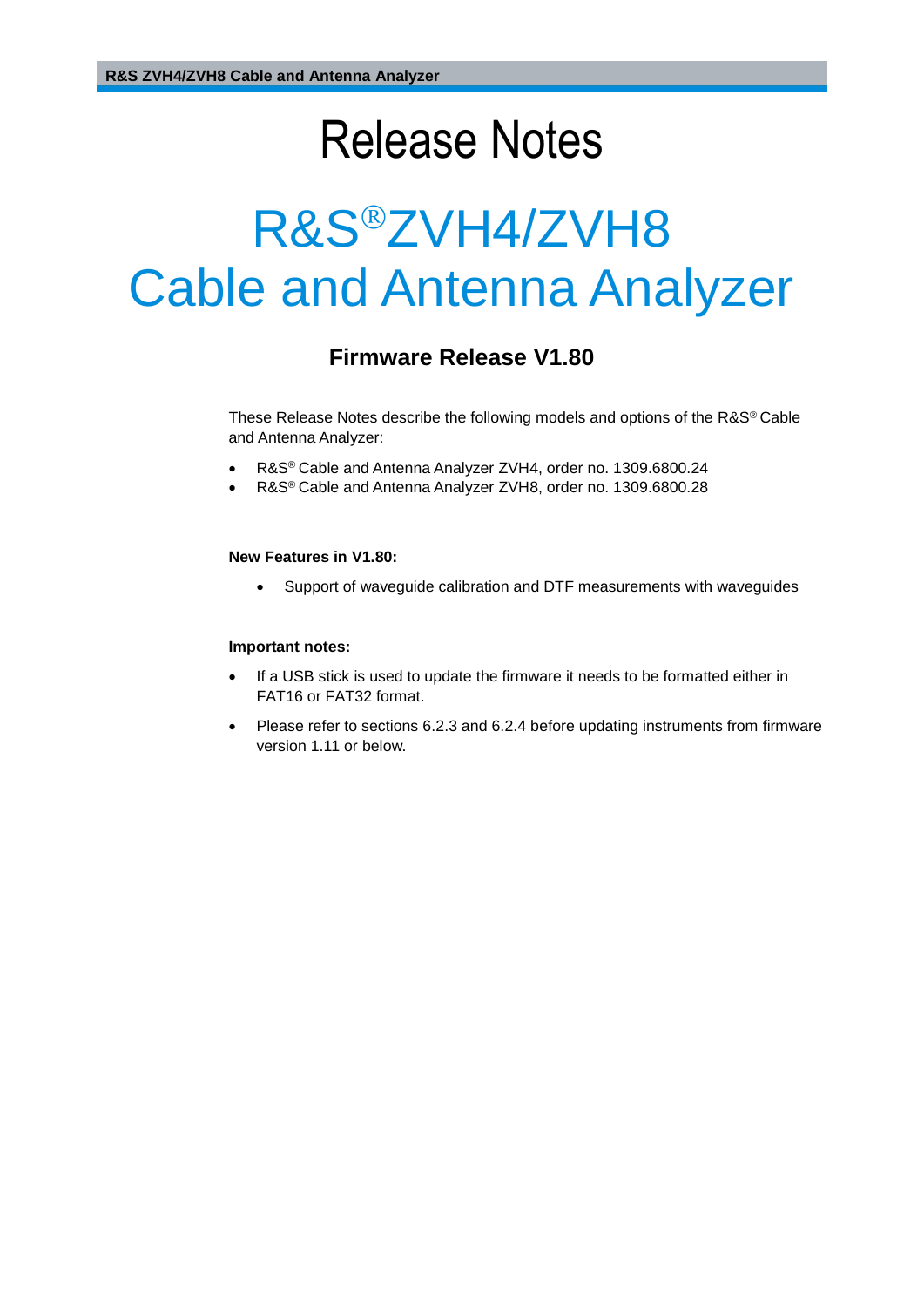# Release Notes

# R&S®ZVH4/ZVH8 Cable and Antenna Analyzer

## Firmware Release V1.80

These Release Notes describe the following models and options of the R&S® Cable and Antenna Analyzer:

- R&S® Cable and Antenna Analyzer ZVH4, order no. 1309.6800.24
- R&S® Cable and Antenna Analyzer ZVH8, order no. 1309.6800.28

**New Features in V1.80:**

- Support of waveguide calibration and DTF measurements with waveguides

**Important notes:**

- If a USB stick is used to update the firmware it needs to be formatted either in FAT16 or FAT32 format.
- Please refer to sections 6.2.3 and 6.2.4 before updating instruments from firmware version 1.11 or below.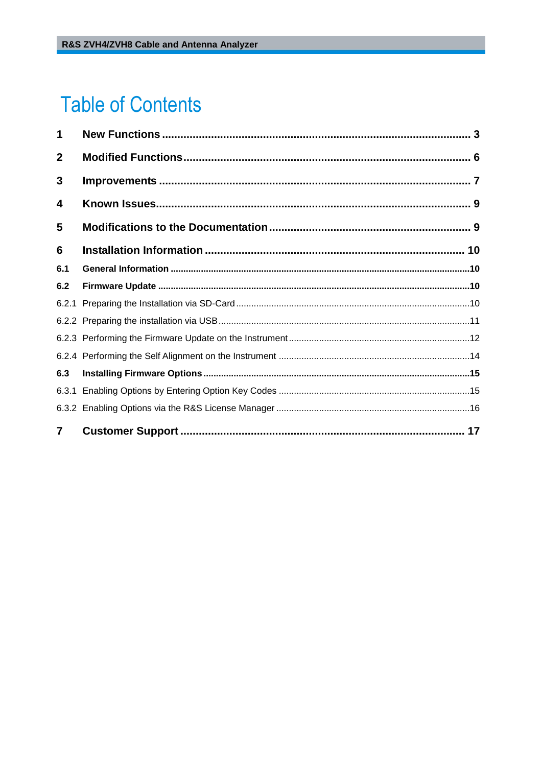# Table of Contents

**1 New Functions .................................................................................................... 3**

**2 Modified Functions............................................................................................ 6**

**3 Improvements .................................................................................................... 7**

**4 Known Issues..................................................................................................... 9**

**5 Modifications to the Documentation ................................................................ 9**

**6 Installation Information .................................................................................. 10**

**6.1 General Information ..................................................................................................10**

**6.2 Firmware Update .......................................................................................................10**

6.2.1 Preparing the Installation via SD-Card ..........................................................................10

6.2.2 Preparing the installation via USB .................................................................................11

6.2.3 Performing the Firmware Update on the Instrument ......................................................12

6.2.4 Performing the Self Alignment on the Instrument ..........................................................14

**6.3 Installing Firmware Options ......................................................................................15**

6.3.1 Enabling Options by Entering Option Key Codes ..........................................................15

6.3.2 Enabling Options via the R&S License Manager ...........................................................16

**7 Customer Support ........................................................................................... 17**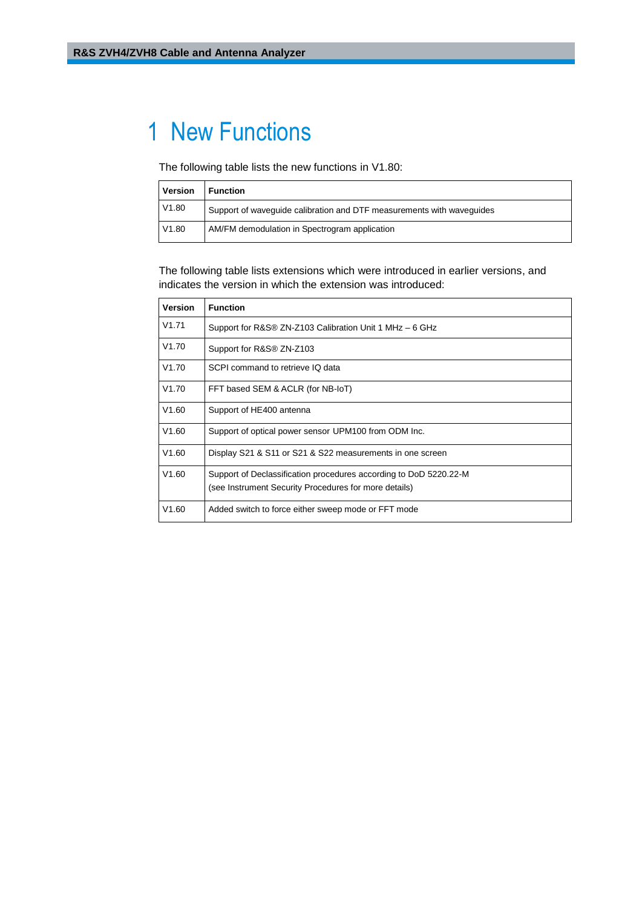# 1 New Functions

The following table lists the new functions in V1.80:

| Version | Function |
| --- | --- |
| V1.80 | Support of waveguide calibration and DTF measurements with waveguides |
| V1.80 | AM/FM demodulation in Spectrogram application |

The following table lists extensions which were introduced in earlier versions, and indicates the version in which the extension was introduced:

| Version | Function |
| --- | --- |
| V1.71 | Support for R&S® ZN-Z103 Calibration Unit 1 MHz – 6 GHz |
| V1.70 | Support for R&S® ZN-Z103 |
| V1.70 | SCPI command to retrieve IQ data |
| V1.70 | FFT based SEM & ACLR (for NB-IoT) |
| V1.60 | Support of HE400 antenna |
| V1.60 | Support of optical power sensor UPM100 from ODM Inc. |
| V1.60 | Display S21 & S11 or S21 & S22 measurements in one screen |
| V1.60 | Support of Declassification procedures according to DoD 5220.22-M (see Instrument Security Procedures for more details) |
| V1.60 | Added switch to force either sweep mode or FFT mode |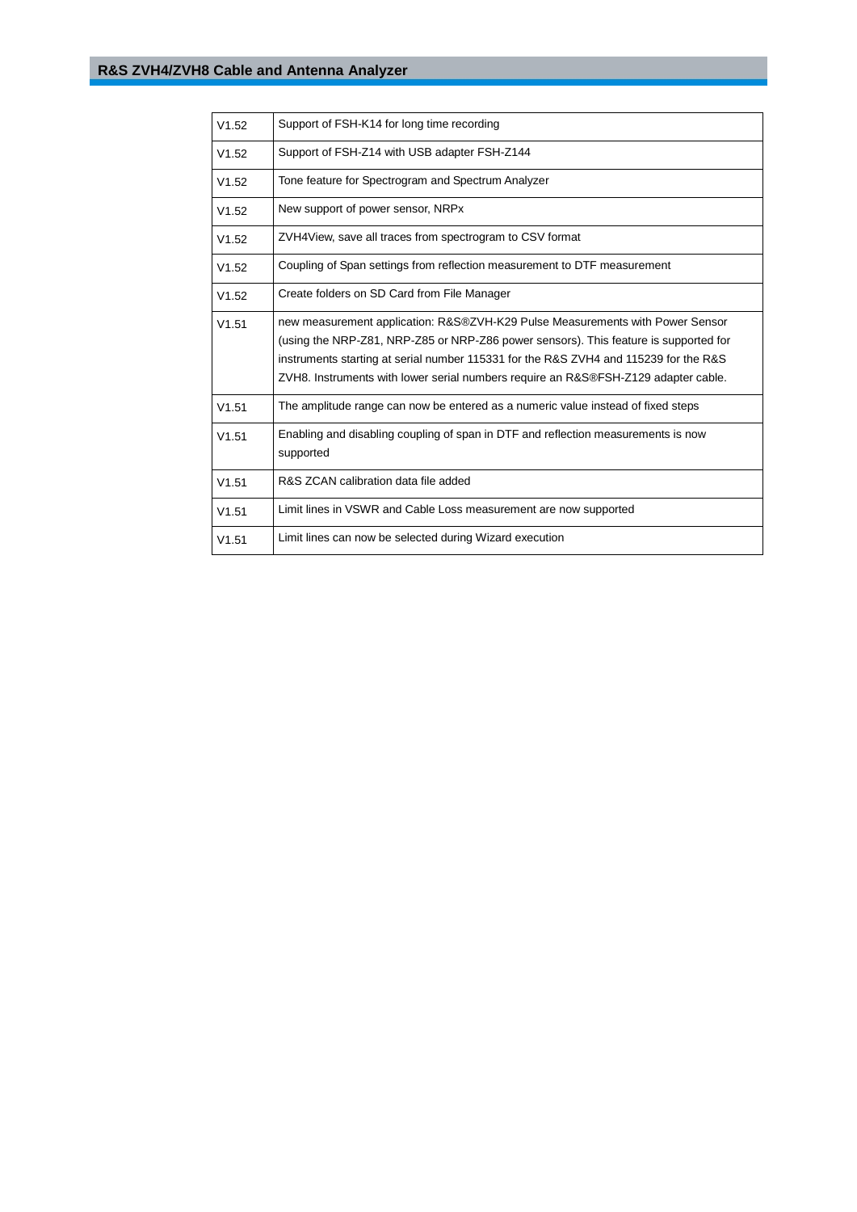| | |
|---|---|
| V1.52 | Support of FSH-K14 for long time recording |
| V1.52 | Support of FSH-Z14 with USB adapter FSH-Z144 |
| V1.52 | Tone feature for Spectrogram and Spectrum Analyzer |
| V1.52 | New support of power sensor, NRPx |
| V1.52 | ZVH4View, save all traces from spectrogram to CSV format |
| V1.52 | Coupling of Span settings from reflection measurement to DTF measurement |
| V1.52 | Create folders on SD Card from File Manager |
| V1.51 | new measurement application: R&S®ZVH-K29 Pulse Measurements with Power Sensor (using the NRP-Z81, NRP-Z85 or NRP-Z86 power sensors). This feature is supported for instruments starting at serial number 115331 for the R&S ZVH4 and 115239 for the R&S ZVH8. Instruments with lower serial numbers require an R&S®FSH-Z129 adapter cable. |
| V1.51 | The amplitude range can now be entered as a numeric value instead of fixed steps |
| V1.51 | Enabling and disabling coupling of span in DTF and reflection measurements is now supported |
| V1.51 | R&S ZCAN calibration data file added |
| V1.51 | Limit lines in VSWR and Cable Loss measurement are now supported |
| V1.51 | Limit lines can now be selected during Wizard execution |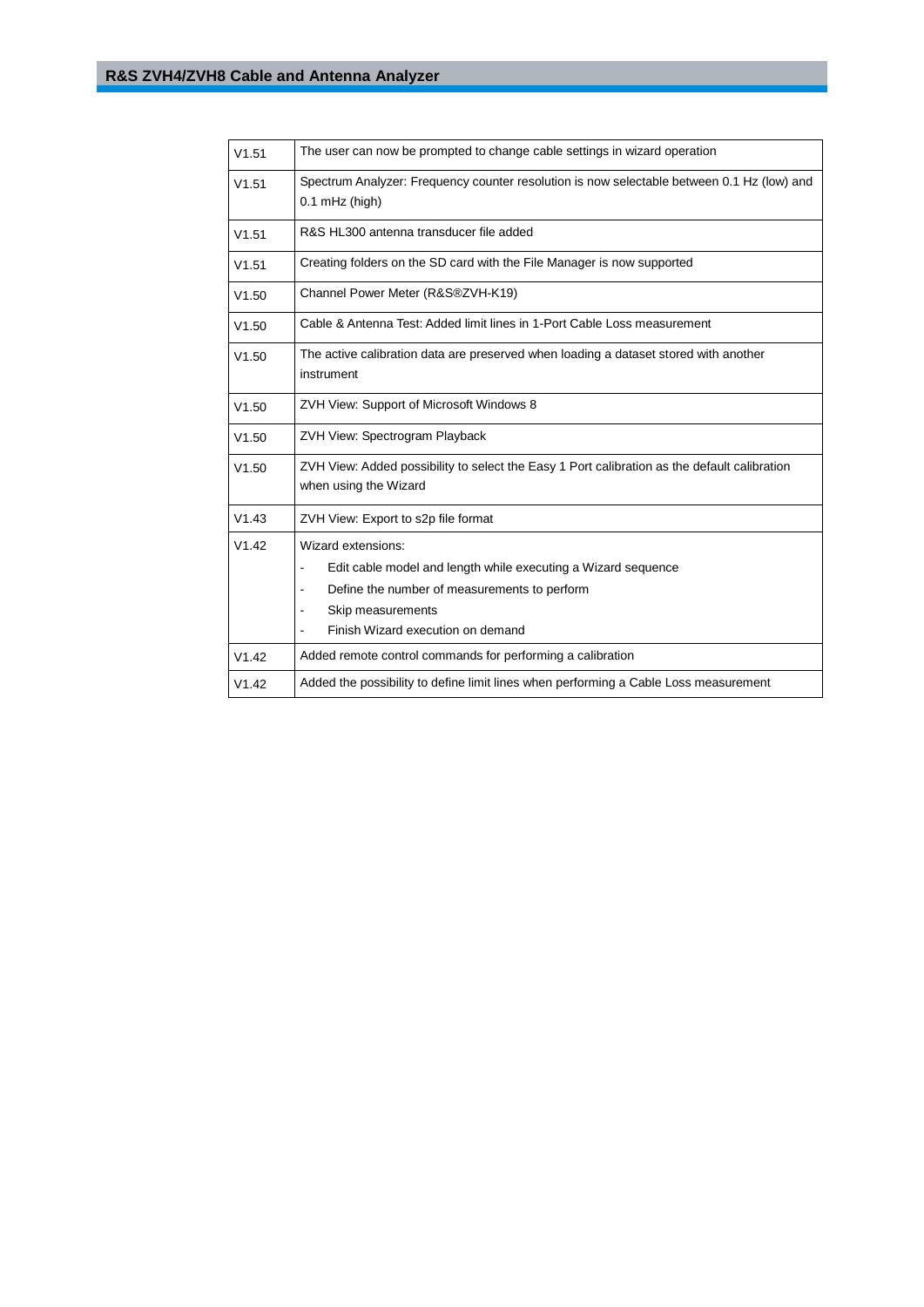| | |
|---|---|
| V1.51 | The user can now be prompted to change cable settings in wizard operation |
| V1.51 | Spectrum Analyzer: Frequency counter resolution is now selectable between 0.1 Hz (low) and 0.1 mHz (high) |
| V1.51 | R&S HL300 antenna transducer file added |
| V1.51 | Creating folders on the SD card with the File Manager is now supported |
| V1.50 | Channel Power Meter (R&S®ZVH-K19) |
| V1.50 | Cable & Antenna Test: Added limit lines in 1-Port Cable Loss measurement |
| V1.50 | The active calibration data are preserved when loading a dataset stored with another instrument |
| V1.50 | ZVH View: Support of Microsoft Windows 8 |
| V1.50 | ZVH View: Spectrogram Playback |
| V1.50 | ZVH View: Added possibility to select the Easy 1 Port calibration as the default calibration when using the Wizard |
| V1.43 | ZVH View: Export to s2p file format |
| V1.42 | Wizard extensions:<br>- Edit cable model and length while executing a Wizard sequence<br>- Define the number of measurements to perform<br>- Skip measurements<br>- Finish Wizard execution on demand |
| V1.42 | Added remote control commands for performing a calibration |
| V1.42 | Added the possibility to define limit lines when performing a Cable Loss measurement |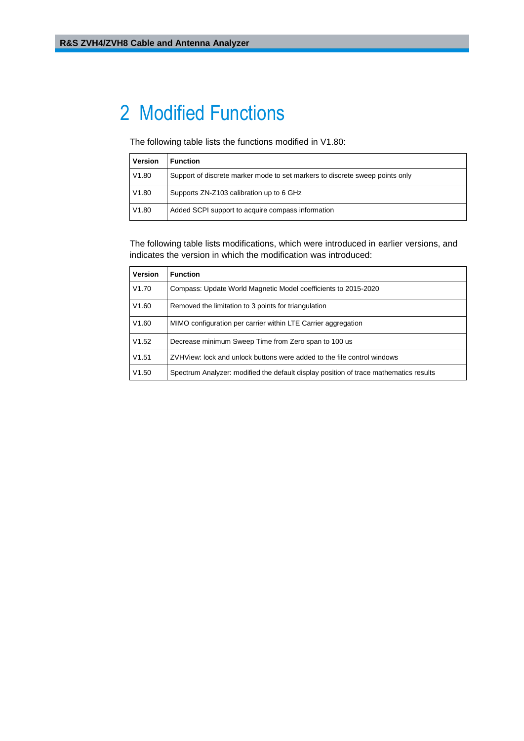# 2 Modified Functions

The following table lists the functions modified in V1.80:

| Version | Function |
|---|---|
| V1.80 | Support of discrete marker mode to set markers to discrete sweep points only |
| V1.80 | Supports ZN-Z103 calibration up to 6 GHz |
| V1.80 | Added SCPI support to acquire compass information |

The following table lists modifications, which were introduced in earlier versions, and indicates the version in which the modification was introduced:

| Version | Function |
|---|---|
| V1.70 | Compass: Update World Magnetic Model coefficients to 2015-2020 |
| V1.60 | Removed the limitation to 3 points for triangulation |
| V1.60 | MIMO configuration per carrier within LTE Carrier aggregation |
| V1.52 | Decrease minimum Sweep Time from Zero span to 100 us |
| V1.51 | ZVHView: lock and unlock buttons were added to the file control windows |
| V1.50 | Spectrum Analyzer: modified the default display position of trace mathematics results |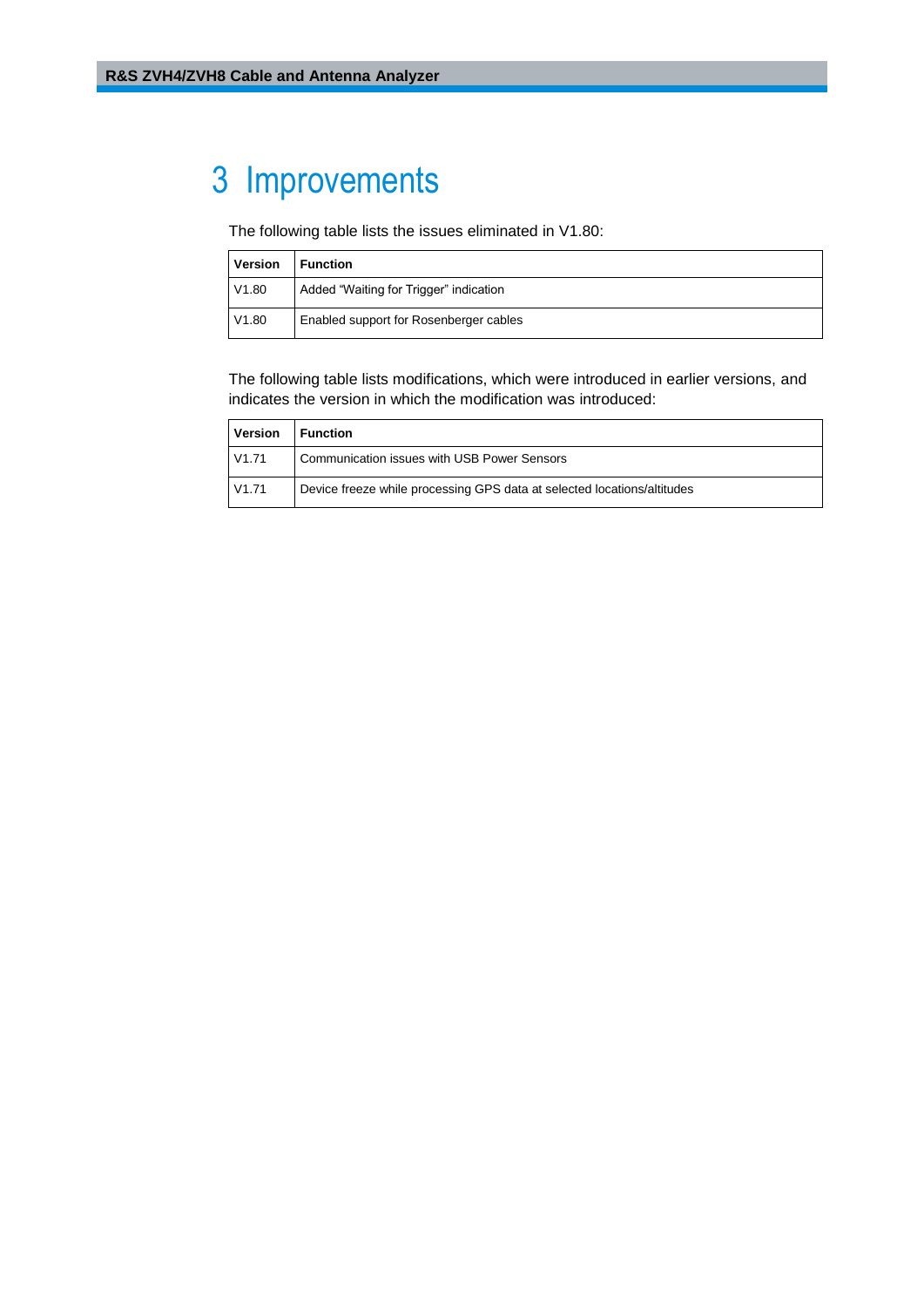# 3 Improvements

The following table lists the issues eliminated in V1.80:

| Version | Function |
| --- | --- |
| V1.80 | Added “Waiting for Trigger” indication |
| V1.80 | Enabled support for Rosenberger cables |

The following table lists modifications, which were introduced in earlier versions, and indicates the version in which the modification was introduced:

| Version | Function |
| --- | --- |
| V1.71 | Communication issues with USB Power Sensors |
| V1.71 | Device freeze while processing GPS data at selected locations/altitudes |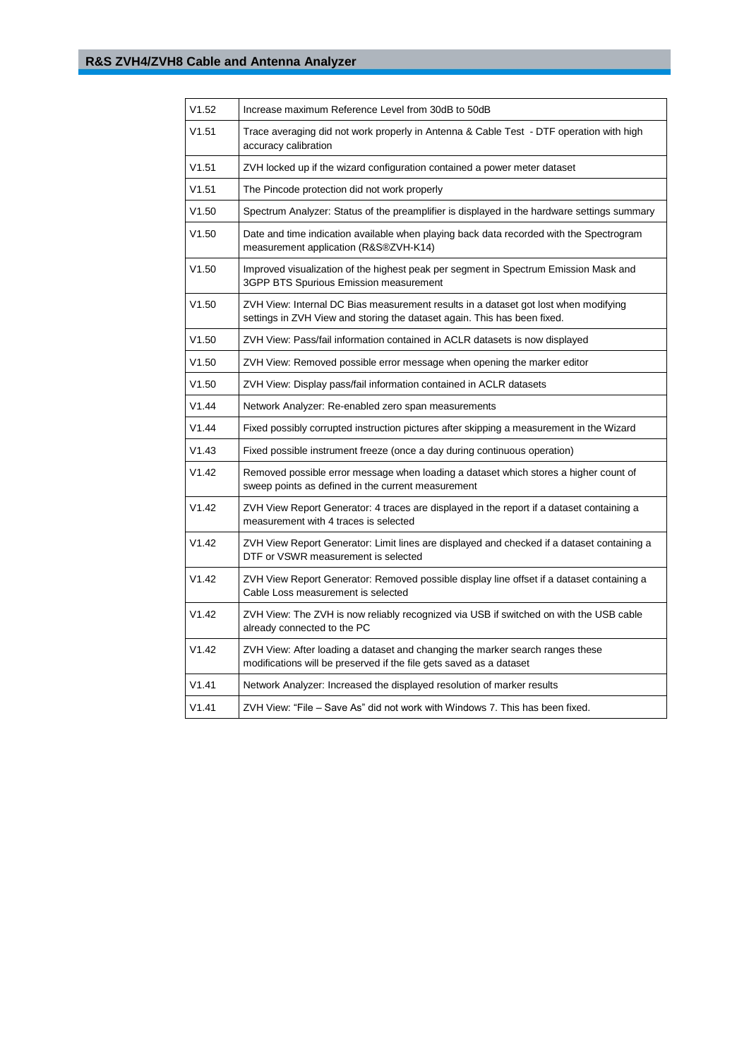| V1.52 | Increase maximum Reference Level from 30dB to 50dB |
|---|---|
| V1.51 | Trace averaging did not work properly in Antenna & Cable Test - DTF operation with high accuracy calibration |
| V1.51 | ZVH locked up if the wizard configuration contained a power meter dataset |
| V1.51 | The Pincode protection did not work properly |
| V1.50 | Spectrum Analyzer: Status of the preamplifier is displayed in the hardware settings summary |
| V1.50 | Date and time indication available when playing back data recorded with the Spectrogram measurement application (R&S®ZVH-K14) |
| V1.50 | Improved visualization of the highest peak per segment in Spectrum Emission Mask and 3GPP BTS Spurious Emission measurement |
| V1.50 | ZVH View: Internal DC Bias measurement results in a dataset got lost when modifying settings in ZVH View and storing the dataset again. This has been fixed. |
| V1.50 | ZVH View: Pass/fail information contained in ACLR datasets is now displayed |
| V1.50 | ZVH View: Removed possible error message when opening the marker editor |
| V1.50 | ZVH View: Display pass/fail information contained in ACLR datasets |
| V1.44 | Network Analyzer: Re-enabled zero span measurements |
| V1.44 | Fixed possibly corrupted instruction pictures after skipping a measurement in the Wizard |
| V1.43 | Fixed possible instrument freeze (once a day during continuous operation) |
| V1.42 | Removed possible error message when loading a dataset which stores a higher count of sweep points as defined in the current measurement |
| V1.42 | ZVH View Report Generator: 4 traces are displayed in the report if a dataset containing a measurement with 4 traces is selected |
| V1.42 | ZVH View Report Generator: Limit lines are displayed and checked if a dataset containing a DTF or VSWR measurement is selected |
| V1.42 | ZVH View Report Generator: Removed possible display line offset if a dataset containing a Cable Loss measurement is selected |
| V1.42 | ZVH View: The ZVH is now reliably recognized via USB if switched on with the USB cable already connected to the PC |
| V1.42 | ZVH View: After loading a dataset and changing the marker search ranges these modifications will be preserved if the file gets saved as a dataset |
| V1.41 | Network Analyzer: Increased the displayed resolution of marker results |
| V1.41 | ZVH View: "File – Save As" did not work with Windows 7. This has been fixed. |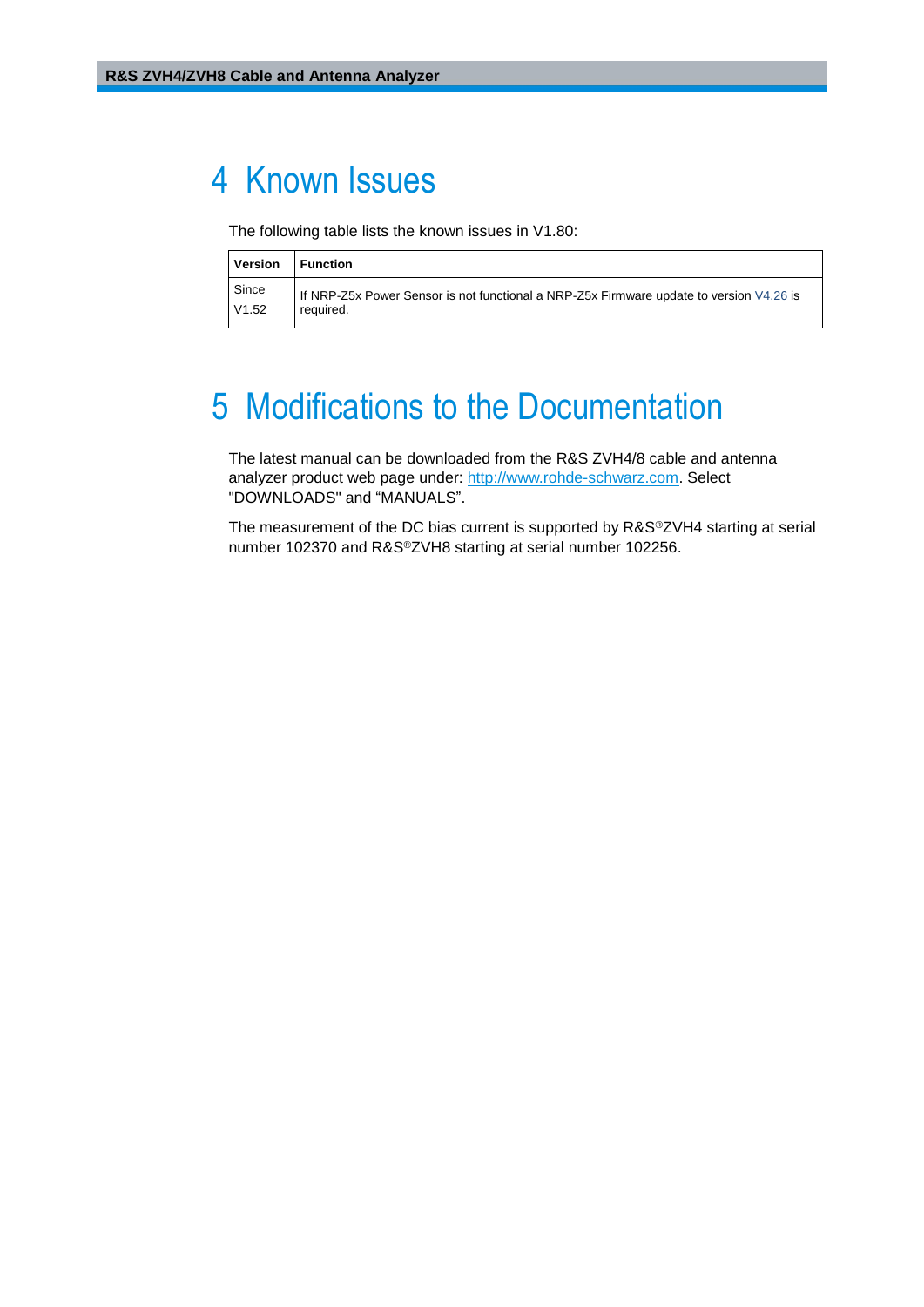# 4 Known Issues

The following table lists the known issues in V1.80:

| Version | Function |
|---|---|
| Since V1.52 | If NRP-Z5x Power Sensor is not functional a NRP-Z5x Firmware update to version V4.26 is required. |

# 5 Modifications to the Documentation

The latest manual can be downloaded from the R&S ZVH4/8 cable and antenna analyzer product web page under: http://www.rohde-schwarz.com. Select "DOWNLOADS" and “MANUALS”.

The measurement of the DC bias current is supported by R&S®ZVH4 starting at serial number 102370 and R&S®ZVH8 starting at serial number 102256.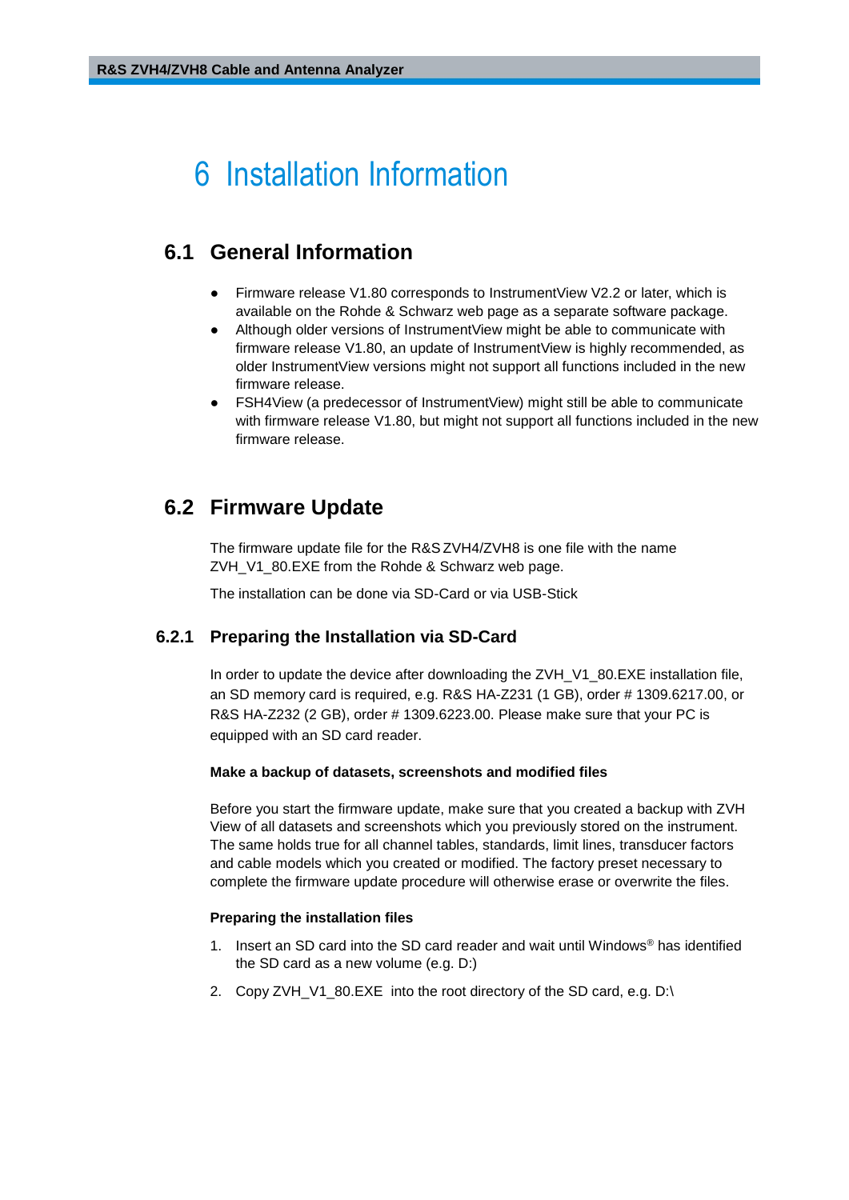# 6 Installation Information

## 6.1 General Information

- Firmware release V1.80 corresponds to InstrumentView V2.2 or later, which is available on the Rohde & Schwarz web page as a separate software package.
- Although older versions of InstrumentView might be able to communicate with firmware release V1.80, an update of InstrumentView is highly recommended, as older InstrumentView versions might not support all functions included in the new firmware release.
- FSH4View (a predecessor of InstrumentView) might still be able to communicate with firmware release V1.80, but might not support all functions included in the new firmware release.

## 6.2 Firmware Update

The firmware update file for the R&S ZVH4/ZVH8 is one file with the name ZVH_V1_80.EXE from the Rohde & Schwarz web page.

The installation can be done via SD-Card or via USB-Stick

### 6.2.1 Preparing the Installation via SD-Card

In order to update the device after downloading the ZVH_V1_80.EXE installation file, an SD memory card is required, e.g. R&S HA-Z231 (1 GB), order # 1309.6217.00, or R&S HA-Z232 (2 GB), order # 1309.6223.00. Please make sure that your PC is equipped with an SD card reader.

**Make a backup of datasets, screenshots and modified files**

Before you start the firmware update, make sure that you created a backup with ZVH View of all datasets and screenshots which you previously stored on the instrument. The same holds true for all channel tables, standards, limit lines, transducer factors and cable models which you created or modified. The factory preset necessary to complete the firmware update procedure will otherwise erase or overwrite the files.

**Preparing the installation files**

1. Insert an SD card into the SD card reader and wait until Windows® has identified the SD card as a new volume (e.g. D:)
2. Copy ZVH_V1_80.EXE into the root directory of the SD card, e.g. D:\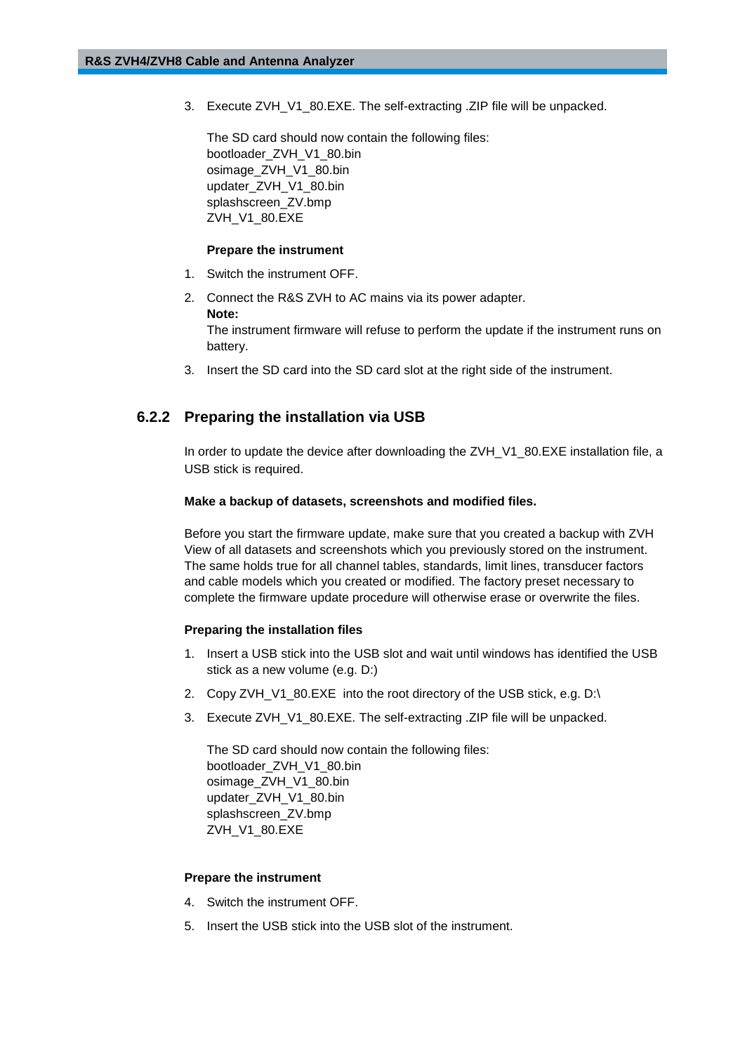3. Execute ZVH_V1_80.EXE. The self-extracting .ZIP file will be unpacked.

   The SD card should now contain the following files:
   bootloader_ZVH_V1_80.bin
   osimage_ZVH_V1_80.bin
   updater_ZVH_V1_80.bin
   splashscreen_ZV.bmp
   ZVH_V1_80.EXE

   **Prepare the instrument**

1. Switch the instrument OFF.
2. Connect the R&S ZVH to AC mains via its power adapter.
   **Note:**
   The instrument firmware will refuse to perform the update if the instrument runs on battery.
3. Insert the SD card into the SD card slot at the right side of the instrument.

### 6.2.2 Preparing the installation via USB

In order to update the device after downloading the ZVH_V1_80.EXE installation file, a USB stick is required.

**Make a backup of datasets, screenshots and modified files.**

Before you start the firmware update, make sure that you created a backup with ZVH View of all datasets and screenshots which you previously stored on the instrument. The same holds true for all channel tables, standards, limit lines, transducer factors and cable models which you created or modified. The factory preset necessary to complete the firmware update procedure will otherwise erase or overwrite the files.

**Preparing the installation files**

1. Insert a USB stick into the USB slot and wait until windows has identified the USB stick as a new volume (e.g. D:)
2. Copy ZVH_V1_80.EXE into the root directory of the USB stick, e.g. D:\
3. Execute ZVH_V1_80.EXE. The self-extracting .ZIP file will be unpacked.

   The SD card should now contain the following files:
   bootloader_ZVH_V1_80.bin
   osimage_ZVH_V1_80.bin
   updater_ZVH_V1_80.bin
   splashscreen_ZV.bmp
   ZVH_V1_80.EXE

**Prepare the instrument**

4. Switch the instrument OFF.
5. Insert the USB stick into the USB slot of the instrument.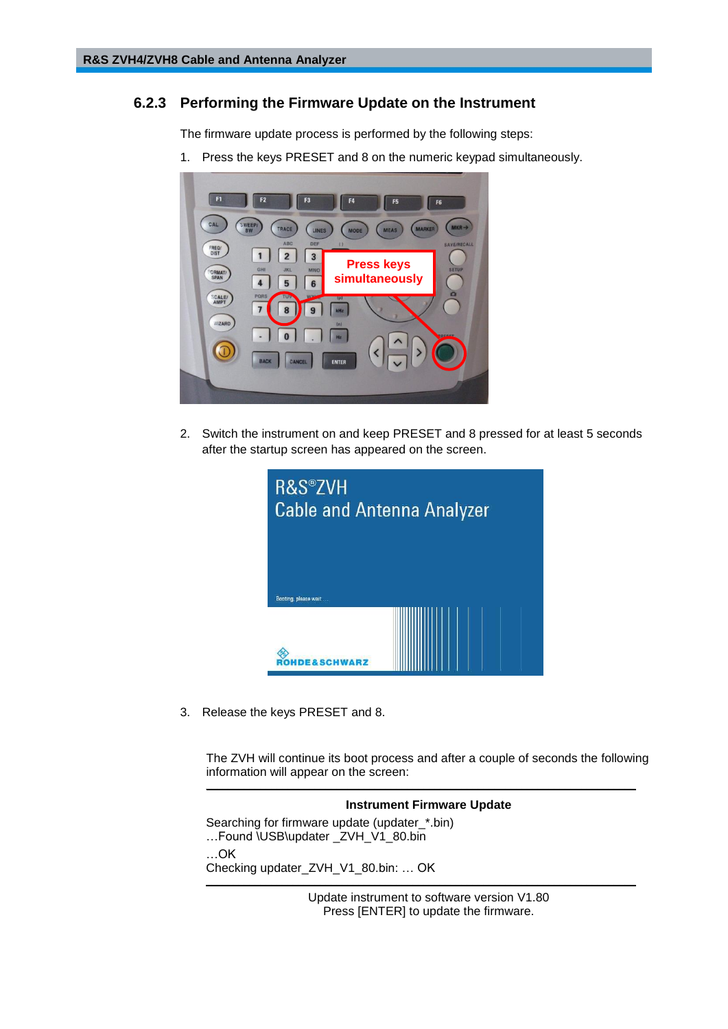### 6.2.3 Performing the Firmware Update on the Instrument

The firmware update process is performed by the following steps:

1. Press the keys PRESET and 8 on the numeric keypad simultaneously.

2. Switch the instrument on and keep PRESET and 8 pressed for at least 5 seconds after the startup screen has appeared on the screen.

3. Release the keys PRESET and 8.

The ZVH will continue its boot process and after a couple of seconds the following information will appear on the screen:

---

**Instrument Firmware Update**

Searching for firmware update (updater_*.bin)
…Found \USB\updater _ZVH_V1_80.bin
…OK
Checking updater_ZVH_V1_80.bin: … OK

---

Update instrument to software version V1.80
Press [ENTER] to update the firmware.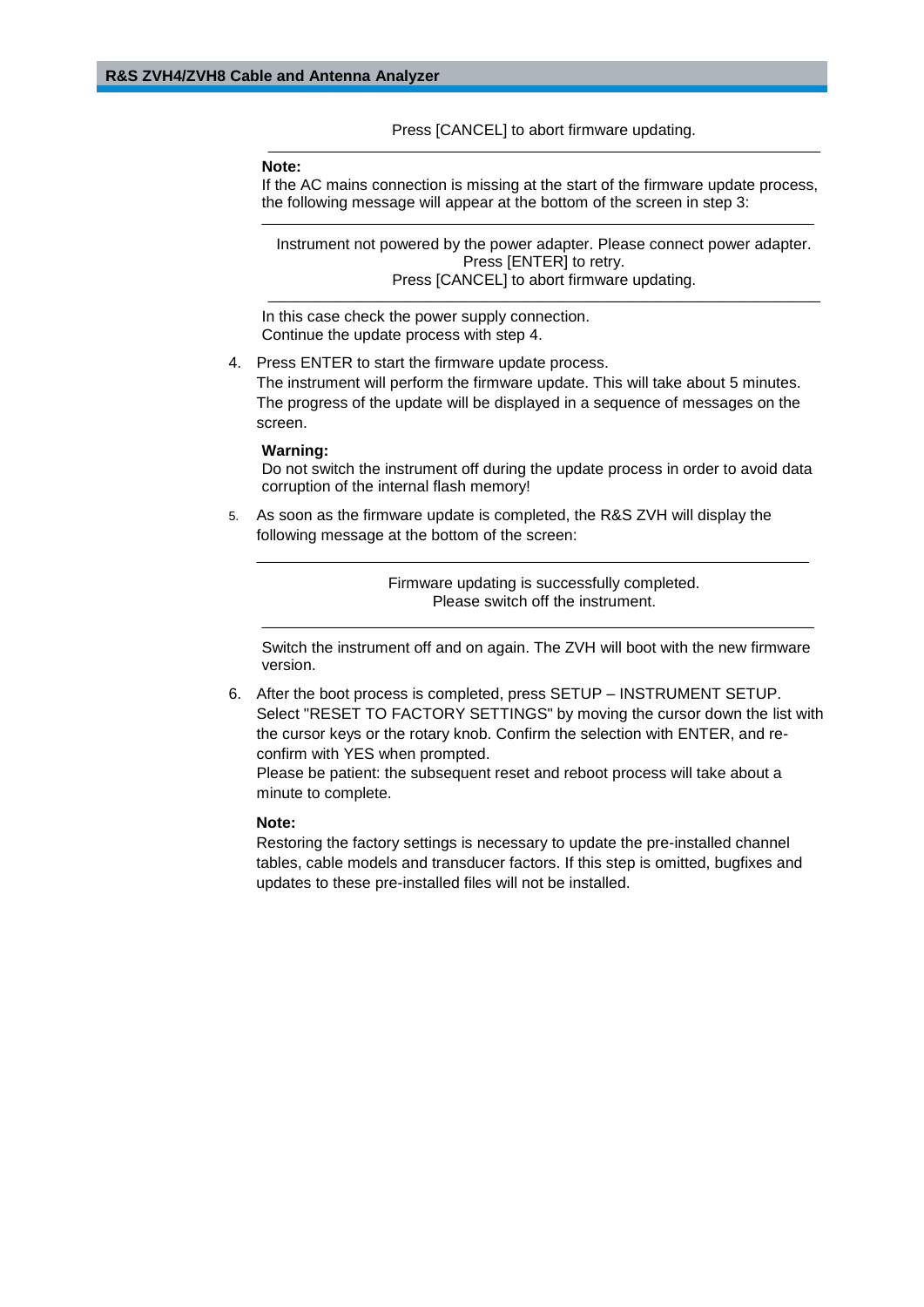Press [CANCEL] to abort firmware updating.

---

**Note:**
If the AC mains connection is missing at the start of the firmware update process, the following message will appear at the bottom of the screen in step 3:

---

Instrument not powered by the power adapter. Please connect power adapter.
Press [ENTER] to retry.
Press [CANCEL] to abort firmware updating.

---

In this case check the power supply connection.
Continue the update process with step 4.

4. Press ENTER to start the firmware update process.
   The instrument will perform the firmware update. This will take about 5 minutes. The progress of the update will be displayed in a sequence of messages on the screen.

   **Warning:**
   Do not switch the instrument off during the update process in order to avoid data corruption of the internal flash memory!

5. As soon as the firmware update is completed, the R&S ZVH will display the following message at the bottom of the screen:

   ---

   Firmware updating is successfully completed.
   Please switch off the instrument.

   ---

   Switch the instrument off and on again. The ZVH will boot with the new firmware version.

6. After the boot process is completed, press SETUP – INSTRUMENT SETUP. Select "RESET TO FACTORY SETTINGS" by moving the cursor down the list with the cursor keys or the rotary knob. Confirm the selection with ENTER, and re-confirm with YES when prompted.
   Please be patient: the subsequent reset and reboot process will take about a minute to complete.

   **Note:**
   Restoring the factory settings is necessary to update the pre-installed channel tables, cable models and transducer factors. If this step is omitted, bugfixes and updates to these pre-installed files will not be installed.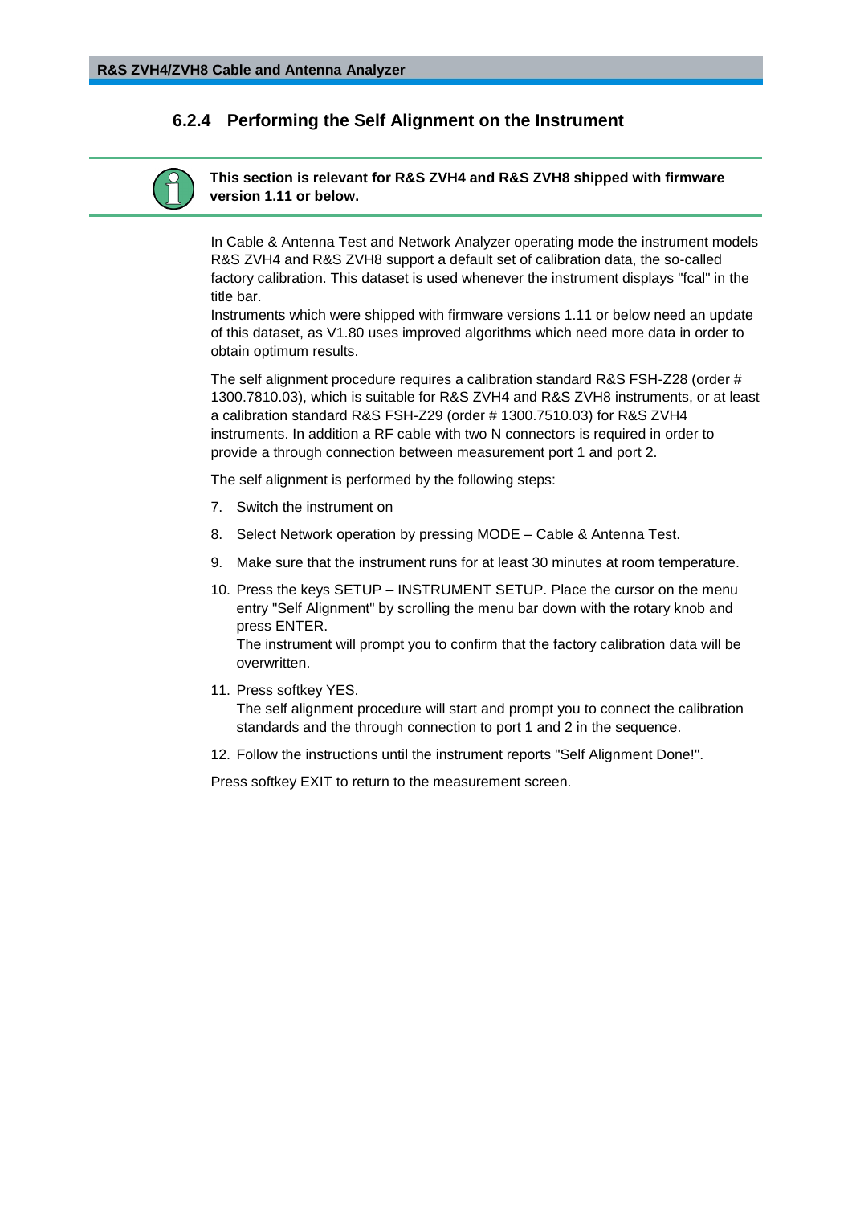### 6.2.4 Performing the Self Alignment on the Instrument

**This section is relevant for R&S ZVH4 and R&S ZVH8 shipped with firmware version 1.11 or below.**

In Cable & Antenna Test and Network Analyzer operating mode the instrument models R&S ZVH4 and R&S ZVH8 support a default set of calibration data, the so-called factory calibration. This dataset is used whenever the instrument displays "fcal" in the title bar.
Instruments which were shipped with firmware versions 1.11 or below need an update of this dataset, as V1.80 uses improved algorithms which need more data in order to obtain optimum results.

The self alignment procedure requires a calibration standard R&S FSH-Z28 (order # 1300.7810.03), which is suitable for R&S ZVH4 and R&S ZVH8 instruments, or at least a calibration standard R&S FSH-Z29 (order # 1300.7510.03) for R&S ZVH4 instruments. In addition a RF cable with two N connectors is required in order to provide a through connection between measurement port 1 and port 2.

The self alignment is performed by the following steps:

7. Switch the instrument on
8. Select Network operation by pressing MODE – Cable & Antenna Test.
9. Make sure that the instrument runs for at least 30 minutes at room temperature.
10. Press the keys SETUP – INSTRUMENT SETUP. Place the cursor on the menu entry "Self Alignment" by scrolling the menu bar down with the rotary knob and press ENTER.
    The instrument will prompt you to confirm that the factory calibration data will be overwritten.
11. Press softkey YES.
    The self alignment procedure will start and prompt you to connect the calibration standards and the through connection to port 1 and 2 in the sequence.
12. Follow the instructions until the instrument reports "Self Alignment Done!".

Press softkey EXIT to return to the measurement screen.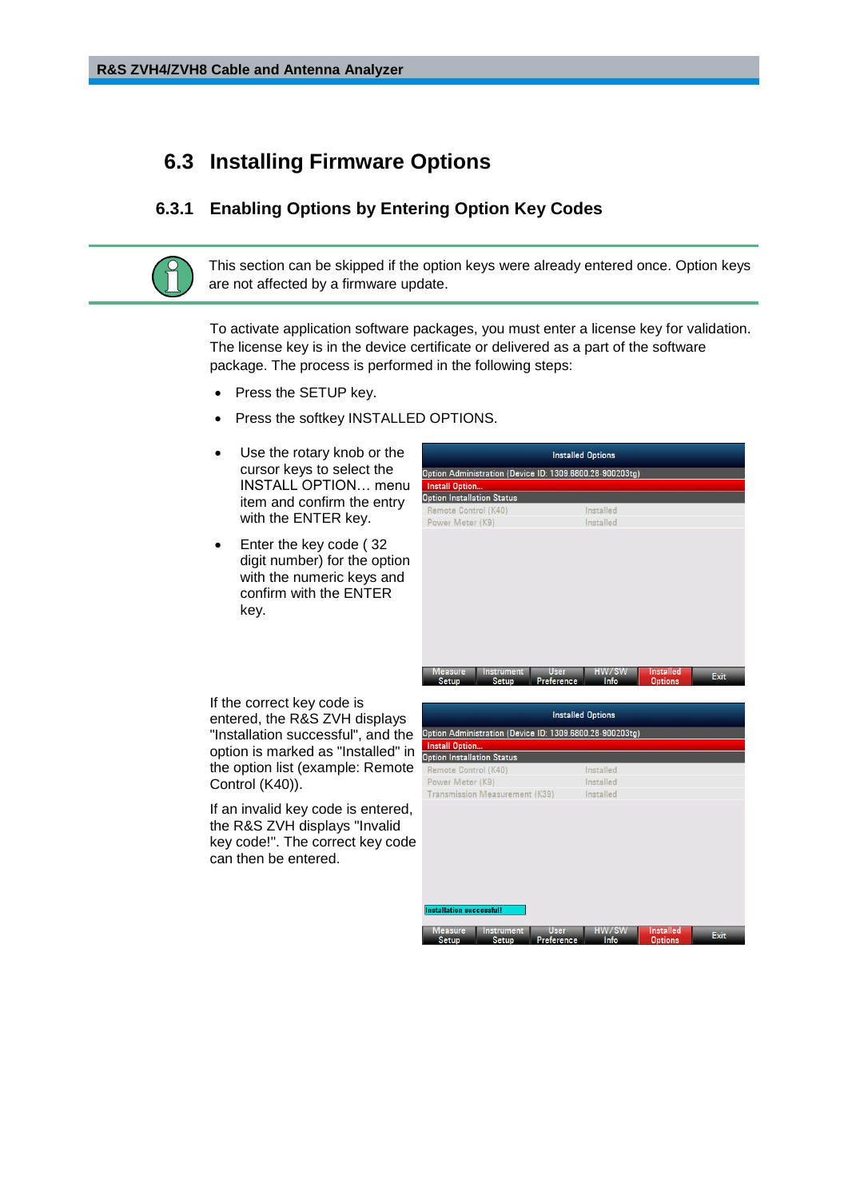## 6.3 Installing Firmware Options

### 6.3.1 Enabling Options by Entering Option Key Codes

This section can be skipped if the option keys were already entered once. Option keys are not affected by a firmware update.

To activate application software packages, you must enter a license key for validation. The license key is in the device certificate or delivered as a part of the software package. The process is performed in the following steps:

- Press the SETUP key.
- Press the softkey INSTALLED OPTIONS.
- Use the rotary knob or the cursor keys to select the INSTALL OPTION… menu item and confirm the entry with the ENTER key.
- Enter the key code ( 32 digit number) for the option with the numeric keys and confirm with the ENTER key.

If the correct key code is entered, the R&S ZVH displays "Installation successful", and the option is marked as "Installed" in the option list (example: Remote Control (K40)).

If an invalid key code is entered, the R&S ZVH displays "Invalid key code!". The correct key code can then be entered.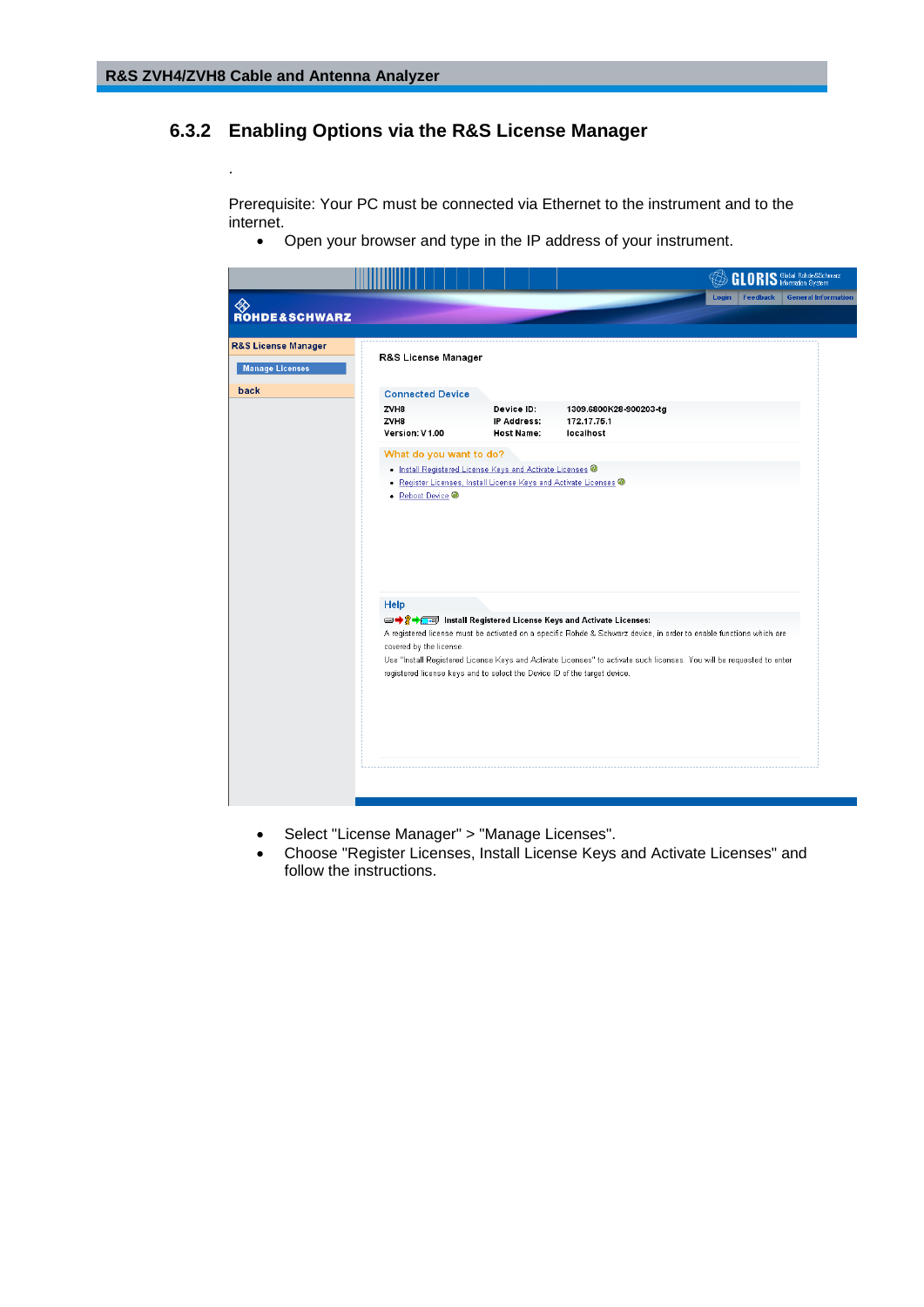### 6.3.2 Enabling Options via the R&S License Manager

.

Prerequisite: Your PC must be connected via Ethernet to the instrument and to the internet.

- Open your browser and type in the IP address of your instrument.

- Select "License Manager" > "Manage Licenses".
- Choose "Register Licenses, Install License Keys and Activate Licenses" and follow the instructions.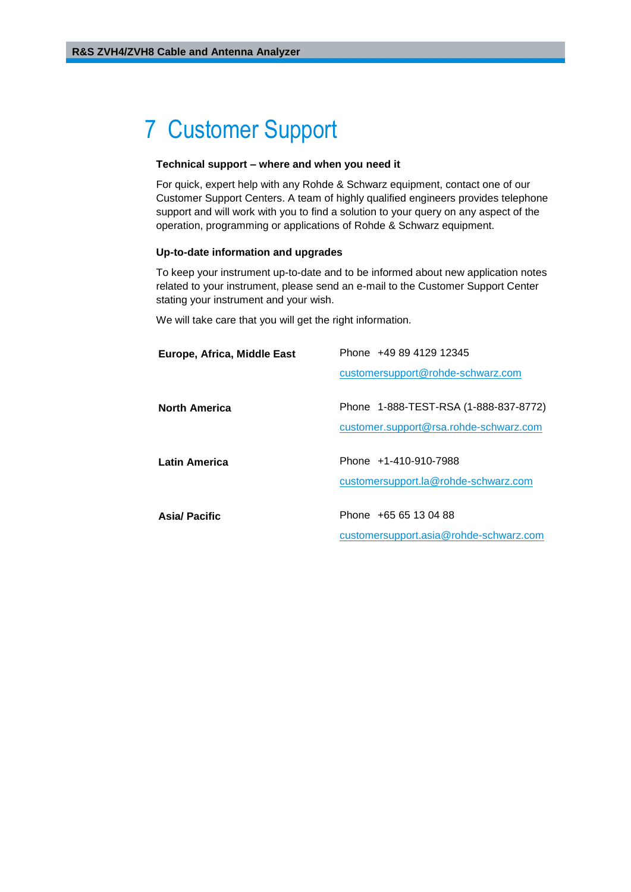// 7 Customer Support

# 7 Customer Support

**Technical support – where and when you need it**

For quick, expert help with any Rohde & Schwarz equipment, contact one of our Customer Support Centers. A team of highly qualified engineers provides telephone support and will work with you to find a solution to your query on any aspect of the operation, programming or applications of Rohde & Schwarz equipment.

**Up-to-date information and upgrades**

To keep your instrument up-to-date and to be informed about new application notes related to your instrument, please send an e-mail to the Customer Support Center stating your instrument and your wish.

We will take care that you will get the right information.

| | |
|---|---|
| **Europe, Africa, Middle East** | Phone +49 89 4129 12345<br>customersupport@rohde-schwarz.com |
| **North America** | Phone 1-888-TEST-RSA (1-888-837-8772)<br>customer.support@rsa.rohde-schwarz.com |
| **Latin America** | Phone +1-410-910-7988<br>customersupport.la@rohde-schwarz.com |
| **Asia/ Pacific** | Phone +65 65 13 04 88<br>customersupport.asia@rohde-schwarz.com |